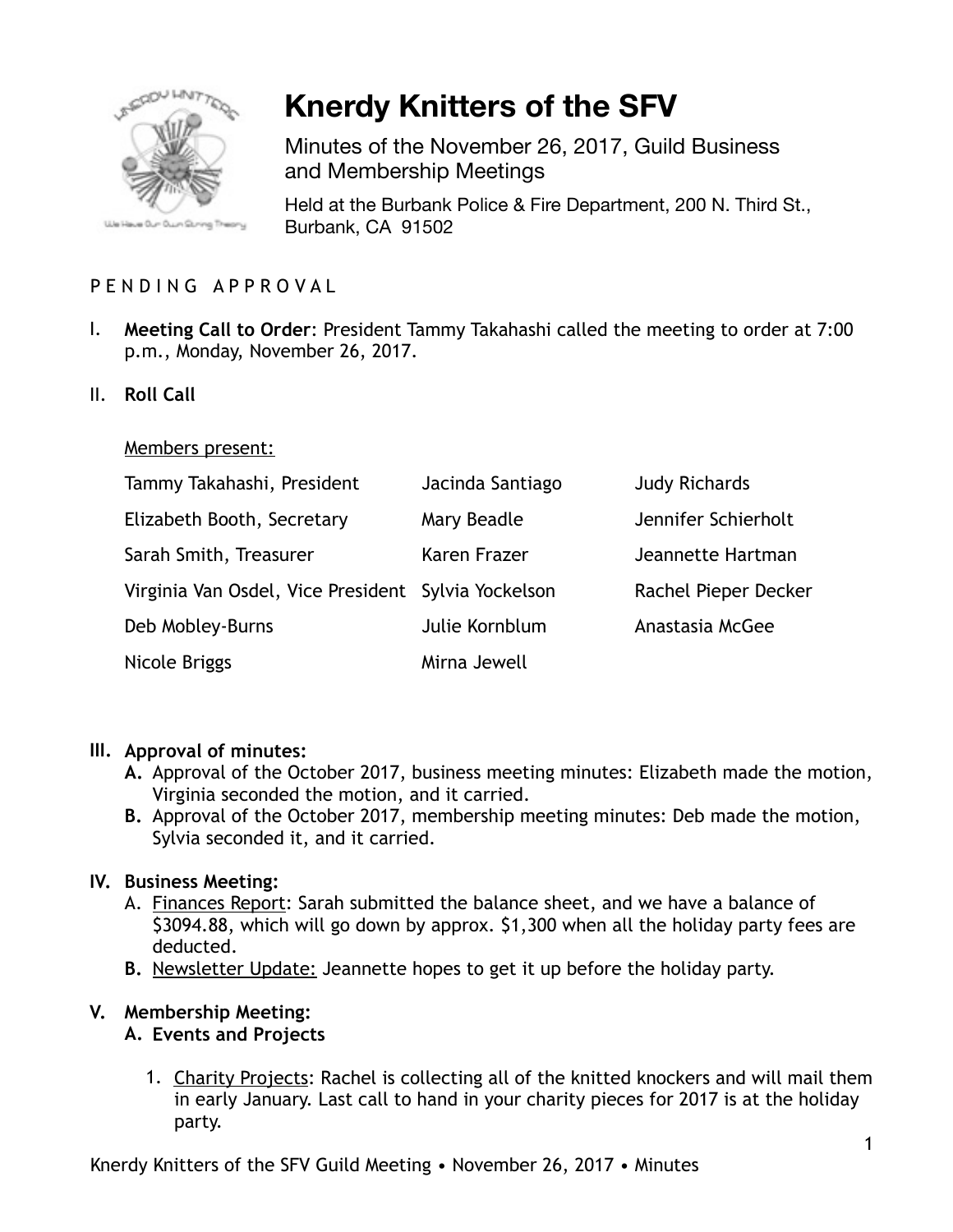# Knerdy Knitters of the SFV

Minutes of the November 26, 2017, Guild Business and Membership Meetings

Held at the Burbank Police & Fire Department, 200 N. Third St., Burbank, CA 91502

P E N D I N G   A P P R O V A L

I. **Meeting Call to Order**: President Tammy Takahashi called the meeting to order at 7:00 p.m., Monday, November 26, 2017.

II. **Roll Call**

<u>Members present:</u>

| | | |
|---|---|---|
| Tammy Takahashi, President | Jacinda Santiago | Judy Richards |
| Elizabeth Booth, Secretary | Mary Beadle | Jennifer Schierholt |
| Sarah Smith, Treasurer | Karen Frazer | Jeannette Hartman |
| Virginia Van Osdel, Vice President | Sylvia Yockelson | Rachel Pieper Decker |
| Deb Mobley-Burns | Julie Kornblum | Anastasia McGee |
| Nicole Briggs | Mirna Jewell | |

III. **Approval of minutes:**

**A.** Approval of the October 2017, business meeting minutes: Elizabeth made the motion, Virginia seconded the motion, and it carried.

**B.** Approval of the October 2017, membership meeting minutes: Deb made the motion, Sylvia seconded it, and it carried.

IV. **Business Meeting:**

A. <u>Finances Report</u>: Sarah submitted the balance sheet, and we have a balance of $3094.88, which will go down by approx. $1,300 when all the holiday party fees are deducted.

**B.** <u>Newsletter Update:</u> Jeannette hopes to get it up before the holiday party.

V. **Membership Meeting:**

**A. Events and Projects**

1. <u>Charity Projects</u>: Rachel is collecting all of the knitted knockers and will mail them in early January. Last call to hand in your charity pieces for 2017 is at the holiday party.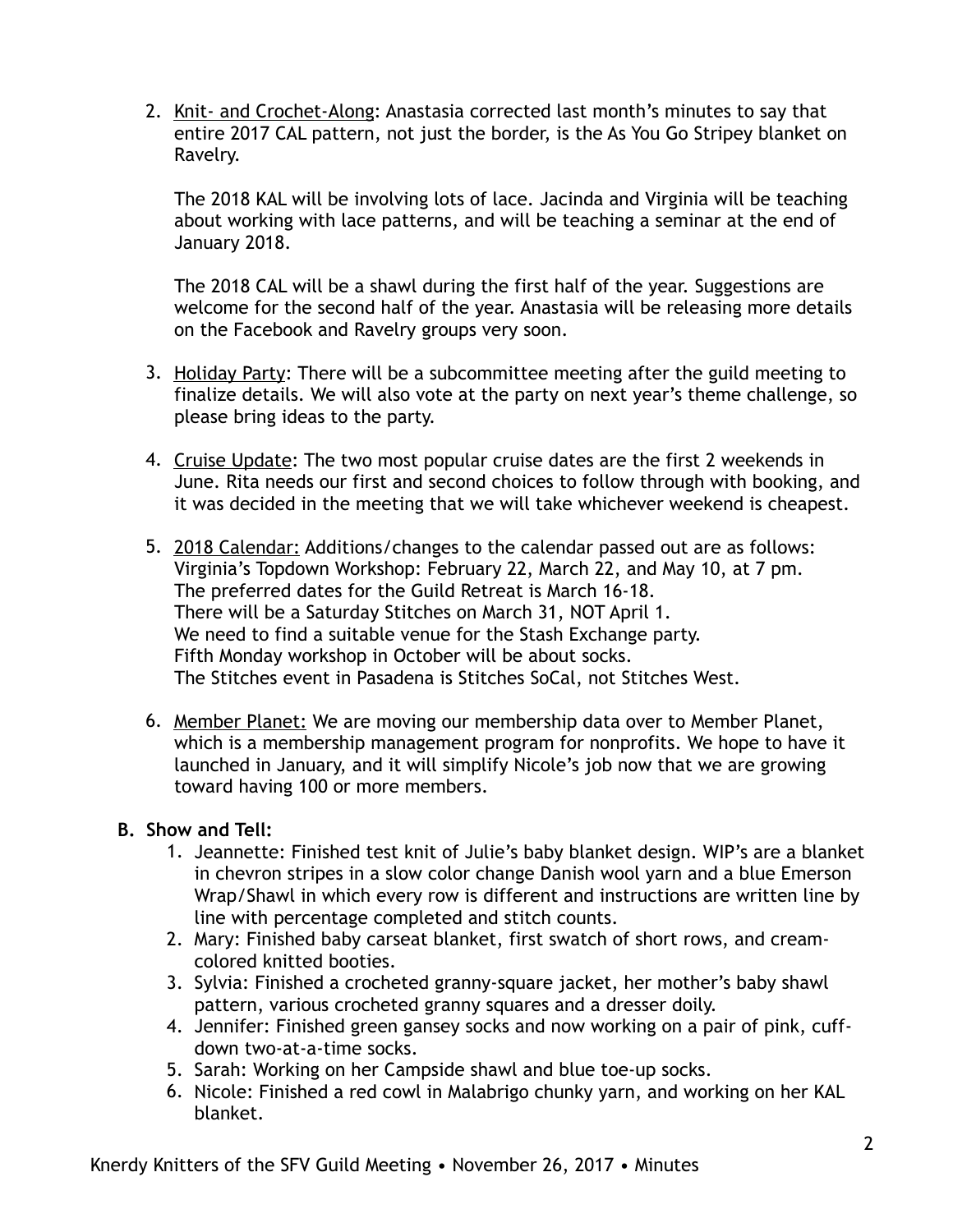2. Knit- and Crochet-Along: Anastasia corrected last month's minutes to say that entire 2017 CAL pattern, not just the border, is the As You Go Stripey blanket on Ravelry.

   The 2018 KAL will be involving lots of lace. Jacinda and Virginia will be teaching about working with lace patterns, and will be teaching a seminar at the end of January 2018.

   The 2018 CAL will be a shawl during the first half of the year. Suggestions are welcome for the second half of the year. Anastasia will be releasing more details on the Facebook and Ravelry groups very soon.

3. Holiday Party: There will be a subcommittee meeting after the guild meeting to finalize details. We will also vote at the party on next year's theme challenge, so please bring ideas to the party.

4. Cruise Update: The two most popular cruise dates are the first 2 weekends in June. Rita needs our first and second choices to follow through with booking, and it was decided in the meeting that we will take whichever weekend is cheapest.

5. 2018 Calendar: Additions/changes to the calendar passed out are as follows:
   Virginia's Topdown Workshop: February 22, March 22, and May 10, at 7 pm.
   The preferred dates for the Guild Retreat is March 16-18.
   There will be a Saturday Stitches on March 31, NOT April 1.
   We need to find a suitable venue for the Stash Exchange party.
   Fifth Monday workshop in October will be about socks.
   The Stitches event in Pasadena is Stitches SoCal, not Stitches West.

6. Member Planet: We are moving our membership data over to Member Planet, which is a membership management program for nonprofits. We hope to have it launched in January, and it will simplify Nicole's job now that we are growing toward having 100 or more members.

**B. Show and Tell:**

1. Jeannette: Finished test knit of Julie's baby blanket design. WIP's are a blanket in chevron stripes in a slow color change Danish wool yarn and a blue Emerson Wrap/Shawl in which every row is different and instructions are written line by line with percentage completed and stitch counts.
2. Mary: Finished baby carseat blanket, first swatch of short rows, and cream-colored knitted booties.
3. Sylvia: Finished a crocheted granny-square jacket, her mother's baby shawl pattern, various crocheted granny squares and a dresser doily.
4. Jennifer: Finished green gansey socks and now working on a pair of pink, cuff-down two-at-a-time socks.
5. Sarah: Working on her Campside shawl and blue toe-up socks.
6. Nicole: Finished a red cowl in Malabrigo chunky yarn, and working on her KAL blanket.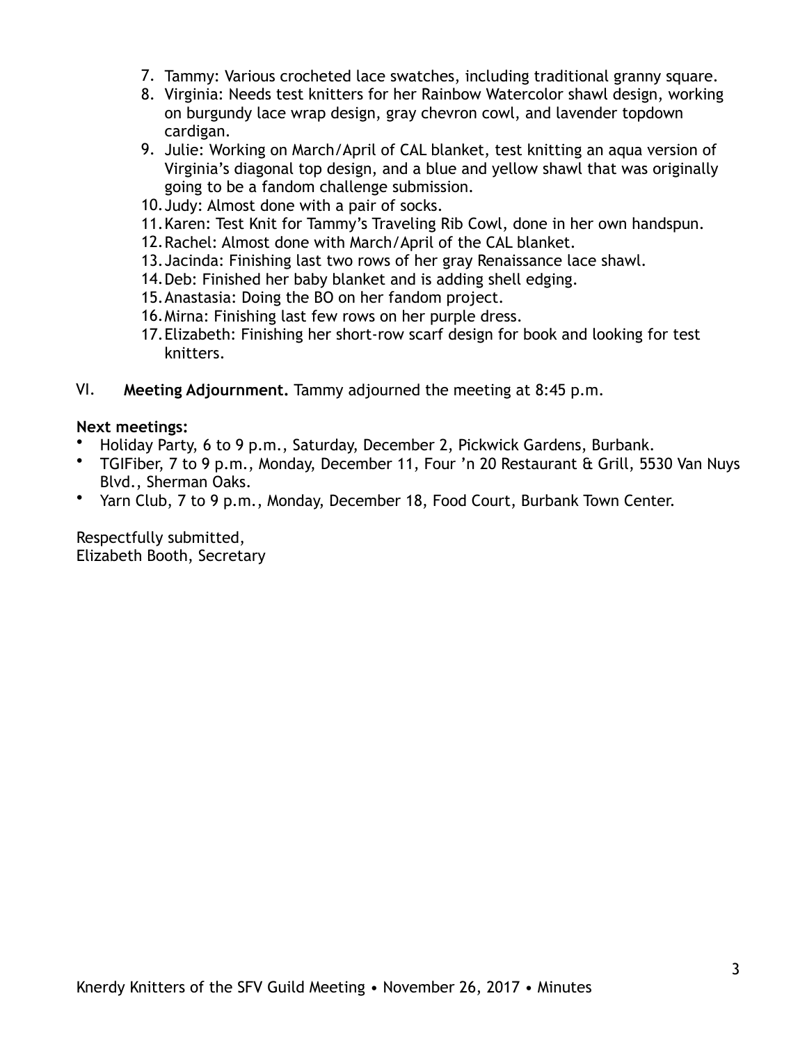7. Tammy: Various crocheted lace swatches, including traditional granny square.
8. Virginia: Needs test knitters for her Rainbow Watercolor shawl design, working on burgundy lace wrap design, gray chevron cowl, and lavender topdown cardigan.
9. Julie: Working on March/April of CAL blanket, test knitting an aqua version of Virginia's diagonal top design, and a blue and yellow shawl that was originally going to be a fandom challenge submission.
10. Judy: Almost done with a pair of socks.
11. Karen: Test Knit for Tammy's Traveling Rib Cowl, done in her own handspun.
12. Rachel: Almost done with March/April of the CAL blanket.
13. Jacinda: Finishing last two rows of her gray Renaissance lace shawl.
14. Deb: Finished her baby blanket and is adding shell edging.
15. Anastasia: Doing the BO on her fandom project.
16. Mirna: Finishing last few rows on her purple dress.
17. Elizabeth: Finishing her short-row scarf design for book and looking for test knitters.

VI. **Meeting Adjournment.** Tammy adjourned the meeting at 8:45 p.m.

**Next meetings:**

- Holiday Party, 6 to 9 p.m., Saturday, December 2, Pickwick Gardens, Burbank.
- TGIFiber, 7 to 9 p.m., Monday, December 11, Four 'n 20 Restaurant & Grill, 5530 Van Nuys Blvd., Sherman Oaks.
- Yarn Club, 7 to 9 p.m., Monday, December 18, Food Court, Burbank Town Center.

Respectfully submitted,
Elizabeth Booth, Secretary